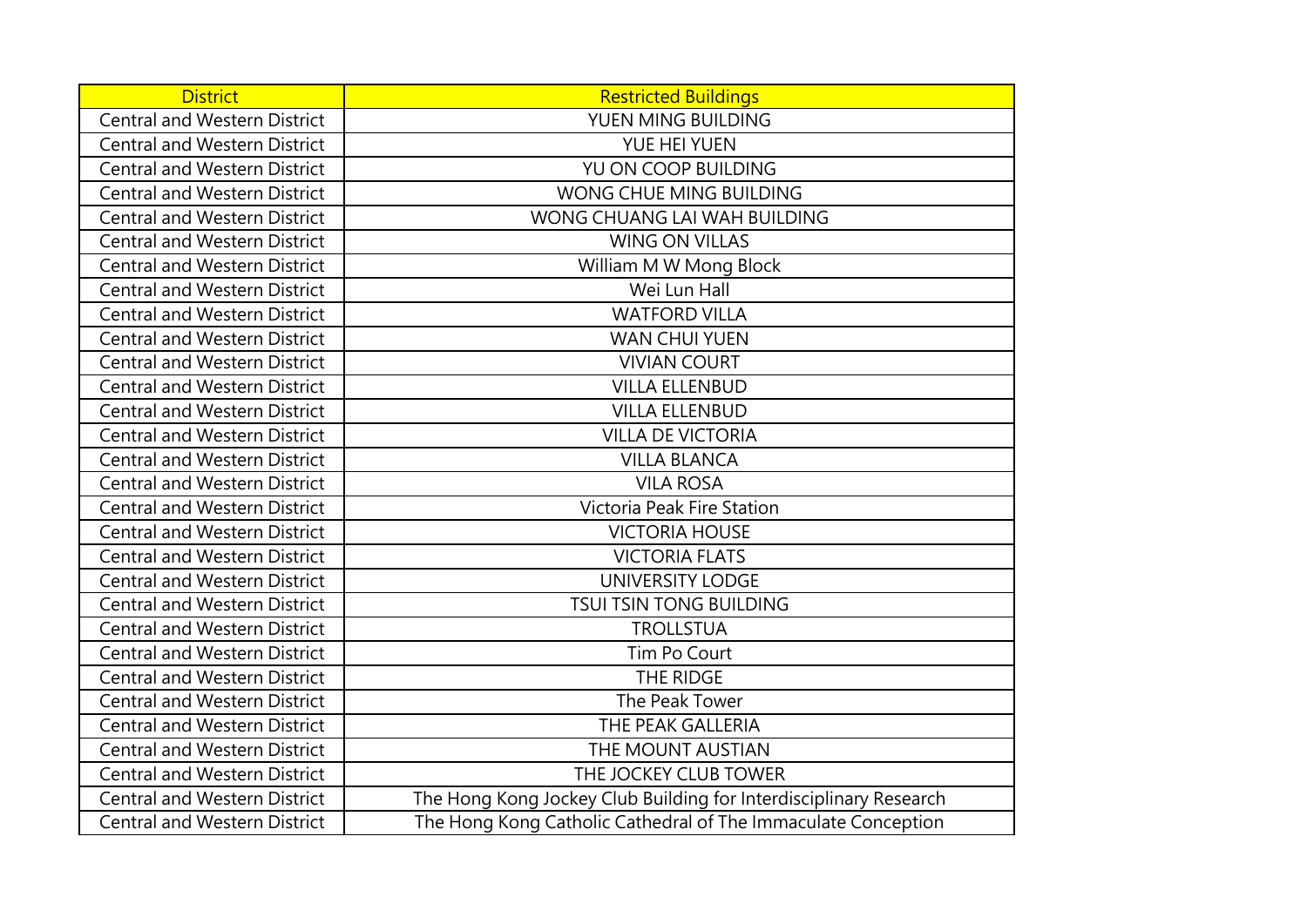| District | Restricted Buildings |
|---|---|
| Central and Western District | YUEN MING BUILDING |
| Central and Western District | YUE HEI YUEN |
| Central and Western District | YU ON COOP BUILDING |
| Central and Western District | WONG CHUE MING BUILDING |
| Central and Western District | WONG CHUANG LAI WAH BUILDING |
| Central and Western District | WING ON VILLAS |
| Central and Western District | William M W Mong Block |
| Central and Western District | Wei Lun Hall |
| Central and Western District | WATFORD VILLA |
| Central and Western District | WAN CHUI YUEN |
| Central and Western District | VIVIAN COURT |
| Central and Western District | VILLA ELLENBUD |
| Central and Western District | VILLA ELLENBUD |
| Central and Western District | VILLA DE VICTORIA |
| Central and Western District | VILLA BLANCA |
| Central and Western District | VILA ROSA |
| Central and Western District | Victoria Peak Fire Station |
| Central and Western District | VICTORIA HOUSE |
| Central and Western District | VICTORIA FLATS |
| Central and Western District | UNIVERSITY LODGE |
| Central and Western District | TSUI TSIN TONG BUILDING |
| Central and Western District | TROLLSTUA |
| Central and Western District | Tim Po Court |
| Central and Western District | THE RIDGE |
| Central and Western District | The Peak Tower |
| Central and Western District | THE PEAK GALLERIA |
| Central and Western District | THE MOUNT AUSTIAN |
| Central and Western District | THE JOCKEY CLUB TOWER |
| Central and Western District | The Hong Kong Jockey Club Building for Interdisciplinary Research |
| Central and Western District | The Hong Kong Catholic Cathedral of The Immaculate Conception |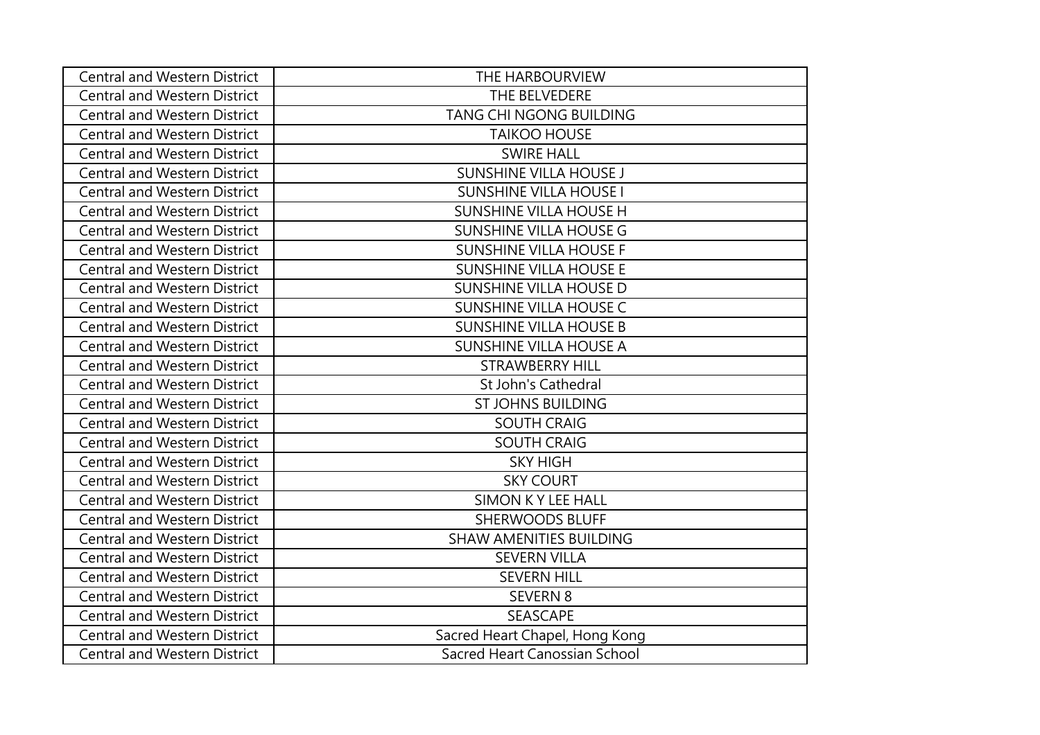| Central and Western District | THE HARBOURVIEW |
|---|---|
| Central and Western District | THE BELVEDERE |
| Central and Western District | TANG CHI NGONG BUILDING |
| Central and Western District | TAIKOO HOUSE |
| Central and Western District | SWIRE HALL |
| Central and Western District | SUNSHINE VILLA HOUSE J |
| Central and Western District | SUNSHINE VILLA HOUSE I |
| Central and Western District | SUNSHINE VILLA HOUSE H |
| Central and Western District | SUNSHINE VILLA HOUSE G |
| Central and Western District | SUNSHINE VILLA HOUSE F |
| Central and Western District | SUNSHINE VILLA HOUSE E |
| Central and Western District | SUNSHINE VILLA HOUSE D |
| Central and Western District | SUNSHINE VILLA HOUSE C |
| Central and Western District | SUNSHINE VILLA HOUSE B |
| Central and Western District | SUNSHINE VILLA HOUSE A |
| Central and Western District | STRAWBERRY HILL |
| Central and Western District | St John's Cathedral |
| Central and Western District | ST JOHNS BUILDING |
| Central and Western District | SOUTH CRAIG |
| Central and Western District | SOUTH CRAIG |
| Central and Western District | SKY HIGH |
| Central and Western District | SKY COURT |
| Central and Western District | SIMON K Y LEE HALL |
| Central and Western District | SHERWOODS BLUFF |
| Central and Western District | SHAW AMENITIES BUILDING |
| Central and Western District | SEVERN VILLA |
| Central and Western District | SEVERN HILL |
| Central and Western District | SEVERN 8 |
| Central and Western District | SEASCAPE |
| Central and Western District | Sacred Heart Chapel, Hong Kong |
| Central and Western District | Sacred Heart Canossian School |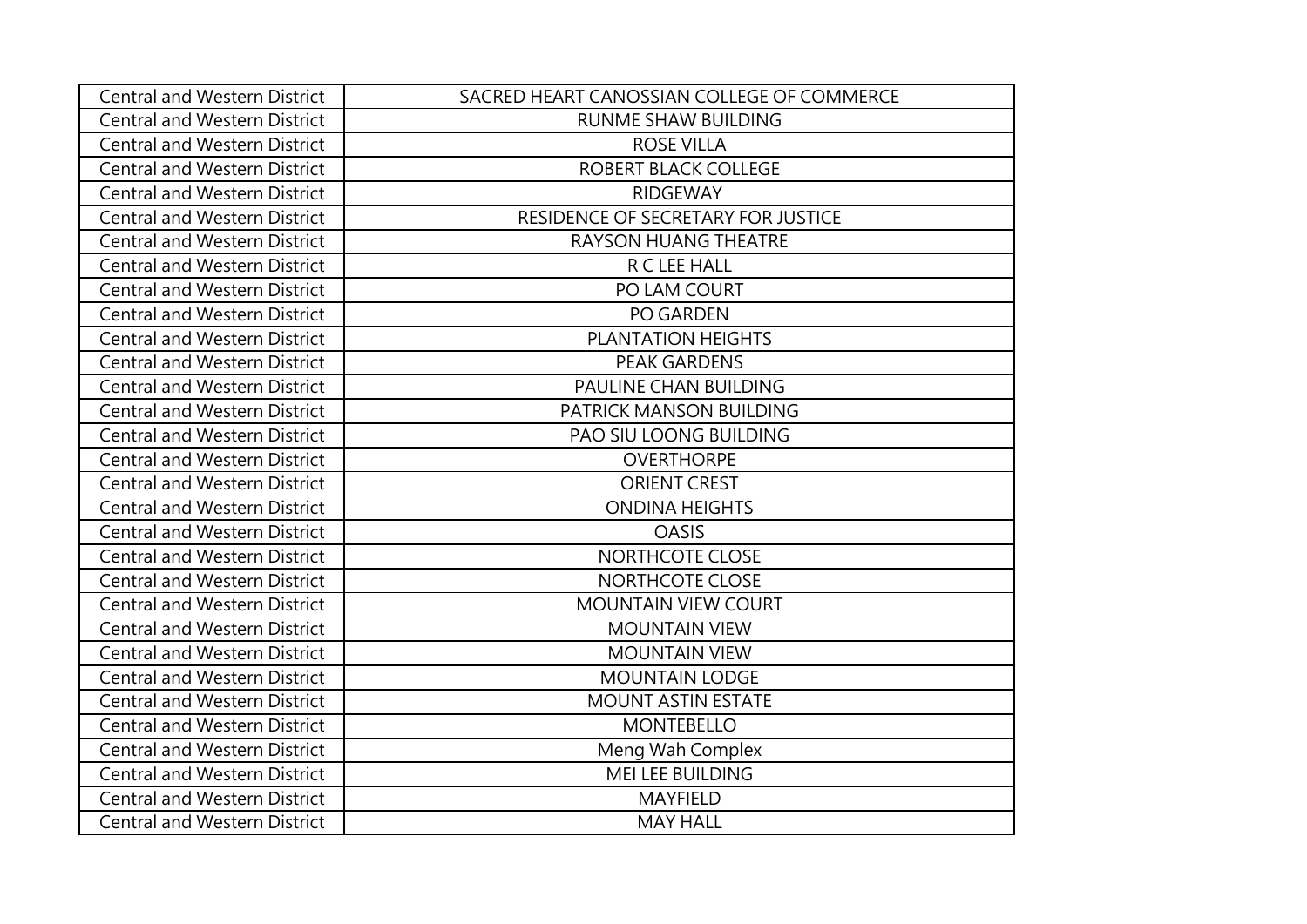| | |
|---|---|
| Central and Western District | SACRED HEART CANOSSIAN COLLEGE OF COMMERCE |
| Central and Western District | RUNME SHAW BUILDING |
| Central and Western District | ROSE VILLA |
| Central and Western District | ROBERT BLACK COLLEGE |
| Central and Western District | RIDGEWAY |
| Central and Western District | RESIDENCE OF SECRETARY FOR JUSTICE |
| Central and Western District | RAYSON HUANG THEATRE |
| Central and Western District | R C LEE HALL |
| Central and Western District | PO LAM COURT |
| Central and Western District | PO GARDEN |
| Central and Western District | PLANTATION HEIGHTS |
| Central and Western District | PEAK GARDENS |
| Central and Western District | PAULINE CHAN BUILDING |
| Central and Western District | PATRICK MANSON BUILDING |
| Central and Western District | PAO SIU LOONG BUILDING |
| Central and Western District | OVERTHORPE |
| Central and Western District | ORIENT CREST |
| Central and Western District | ONDINA HEIGHTS |
| Central and Western District | OASIS |
| Central and Western District | NORTHCOTE CLOSE |
| Central and Western District | NORTHCOTE CLOSE |
| Central and Western District | MOUNTAIN VIEW COURT |
| Central and Western District | MOUNTAIN VIEW |
| Central and Western District | MOUNTAIN VIEW |
| Central and Western District | MOUNTAIN LODGE |
| Central and Western District | MOUNT ASTIN ESTATE |
| Central and Western District | MONTEBELLO |
| Central and Western District | Meng Wah Complex |
| Central and Western District | MEI LEE BUILDING |
| Central and Western District | MAYFIELD |
| Central and Western District | MAY HALL |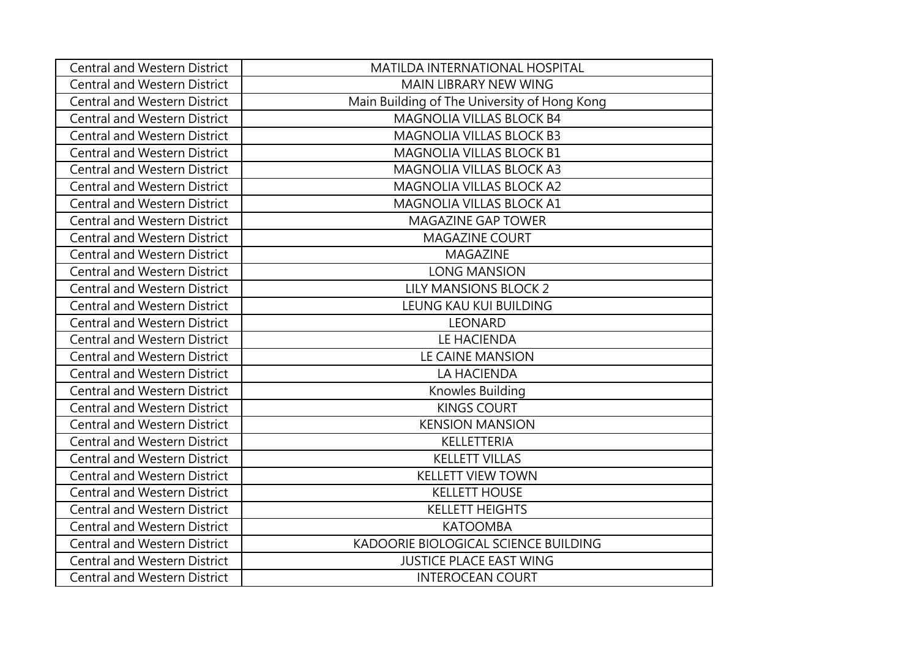| Central and Western District | MATILDA INTERNATIONAL HOSPITAL |
| --- | --- |
| Central and Western District | MAIN LIBRARY NEW WING |
| Central and Western District | Main Building of The University of Hong Kong |
| Central and Western District | MAGNOLIA VILLAS BLOCK B4 |
| Central and Western District | MAGNOLIA VILLAS BLOCK B3 |
| Central and Western District | MAGNOLIA VILLAS BLOCK B1 |
| Central and Western District | MAGNOLIA VILLAS BLOCK A3 |
| Central and Western District | MAGNOLIA VILLAS BLOCK A2 |
| Central and Western District | MAGNOLIA VILLAS BLOCK A1 |
| Central and Western District | MAGAZINE GAP TOWER |
| Central and Western District | MAGAZINE COURT |
| Central and Western District | MAGAZINE |
| Central and Western District | LONG MANSION |
| Central and Western District | LILY MANSIONS BLOCK 2 |
| Central and Western District | LEUNG KAU KUI BUILDING |
| Central and Western District | LEONARD |
| Central and Western District | LE HACIENDA |
| Central and Western District | LE CAINE MANSION |
| Central and Western District | LA HACIENDA |
| Central and Western District | Knowles Building |
| Central and Western District | KINGS COURT |
| Central and Western District | KENSION MANSION |
| Central and Western District | KELLETTERIA |
| Central and Western District | KELLETT VILLAS |
| Central and Western District | KELLETT VIEW TOWN |
| Central and Western District | KELLETT HOUSE |
| Central and Western District | KELLETT HEIGHTS |
| Central and Western District | KATOOMBA |
| Central and Western District | KADOORIE BIOLOGICAL SCIENCE BUILDING |
| Central and Western District | JUSTICE PLACE EAST WING |
| Central and Western District | INTEROCEAN COURT |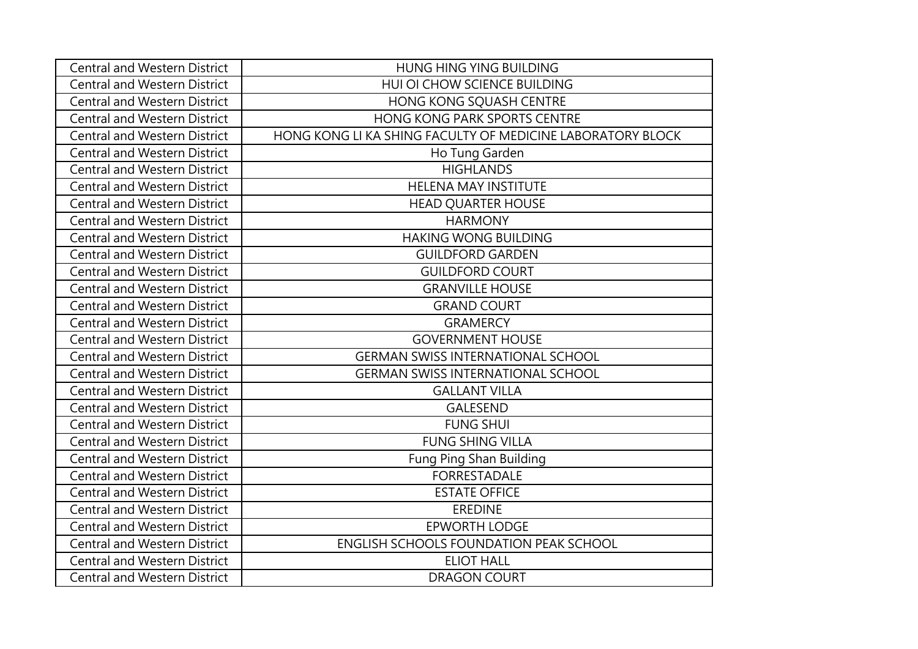| Central and Western District | HUNG HING YING BUILDING |
| --- | --- |
| Central and Western District | HUI OI CHOW SCIENCE BUILDING |
| Central and Western District | HONG KONG SQUASH CENTRE |
| Central and Western District | HONG KONG PARK SPORTS CENTRE |
| Central and Western District | HONG KONG LI KA SHING FACULTY OF MEDICINE LABORATORY BLOCK |
| Central and Western District | Ho Tung Garden |
| Central and Western District | HIGHLANDS |
| Central and Western District | HELENA MAY INSTITUTE |
| Central and Western District | HEAD QUARTER HOUSE |
| Central and Western District | HARMONY |
| Central and Western District | HAKING WONG BUILDING |
| Central and Western District | GUILDFORD GARDEN |
| Central and Western District | GUILDFORD COURT |
| Central and Western District | GRANVILLE HOUSE |
| Central and Western District | GRAND COURT |
| Central and Western District | GRAMERCY |
| Central and Western District | GOVERNMENT HOUSE |
| Central and Western District | GERMAN SWISS INTERNATIONAL SCHOOL |
| Central and Western District | GERMAN SWISS INTERNATIONAL SCHOOL |
| Central and Western District | GALLANT VILLA |
| Central and Western District | GALESEND |
| Central and Western District | FUNG SHUI |
| Central and Western District | FUNG SHING VILLA |
| Central and Western District | Fung Ping Shan Building |
| Central and Western District | FORRESTADALE |
| Central and Western District | ESTATE OFFICE |
| Central and Western District | EREDINE |
| Central and Western District | EPWORTH LODGE |
| Central and Western District | ENGLISH SCHOOLS FOUNDATION PEAK SCHOOL |
| Central and Western District | ELIOT HALL |
| Central and Western District | DRAGON COURT |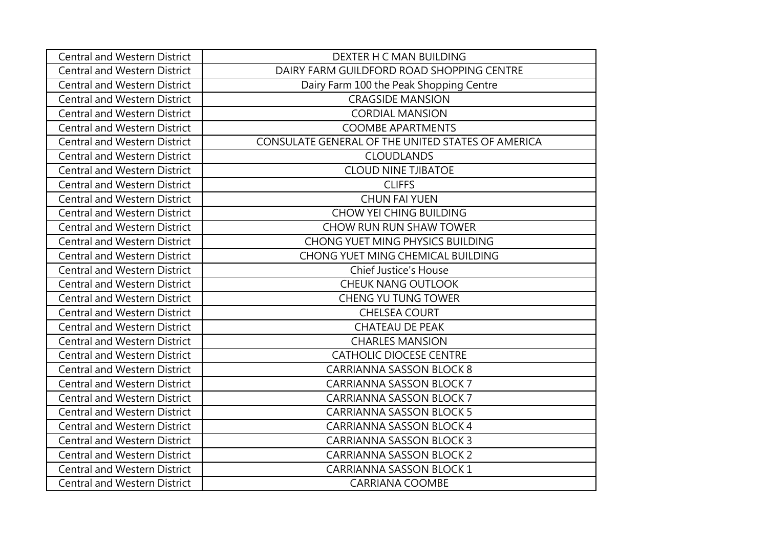| | |
|---|---|
| Central and Western District | DEXTER H C MAN BUILDING |
| Central and Western District | DAIRY FARM GUILDFORD ROAD SHOPPING CENTRE |
| Central and Western District | Dairy Farm 100 the Peak Shopping Centre |
| Central and Western District | CRAGSIDE MANSION |
| Central and Western District | CORDIAL MANSION |
| Central and Western District | COOMBE APARTMENTS |
| Central and Western District | CONSULATE GENERAL OF THE UNITED STATES OF AMERICA |
| Central and Western District | CLOUDLANDS |
| Central and Western District | CLOUD NINE TJIBATOE |
| Central and Western District | CLIFFS |
| Central and Western District | CHUN FAI YUEN |
| Central and Western District | CHOW YEI CHING BUILDING |
| Central and Western District | CHOW RUN RUN SHAW TOWER |
| Central and Western District | CHONG YUET MING PHYSICS BUILDING |
| Central and Western District | CHONG YUET MING CHEMICAL BUILDING |
| Central and Western District | Chief Justice's House |
| Central and Western District | CHEUK NANG OUTLOOK |
| Central and Western District | CHENG YU TUNG TOWER |
| Central and Western District | CHELSEA COURT |
| Central and Western District | CHATEAU DE PEAK |
| Central and Western District | CHARLES MANSION |
| Central and Western District | CATHOLIC DIOCESE CENTRE |
| Central and Western District | CARRIANNA SASSON BLOCK 8 |
| Central and Western District | CARRIANNA SASSON BLOCK 7 |
| Central and Western District | CARRIANNA SASSON BLOCK 7 |
| Central and Western District | CARRIANNA SASSON BLOCK 5 |
| Central and Western District | CARRIANNA SASSON BLOCK 4 |
| Central and Western District | CARRIANNA SASSON BLOCK 3 |
| Central and Western District | CARRIANNA SASSON BLOCK 2 |
| Central and Western District | CARRIANNA SASSON BLOCK 1 |
| Central and Western District | CARRIANA COOMBE |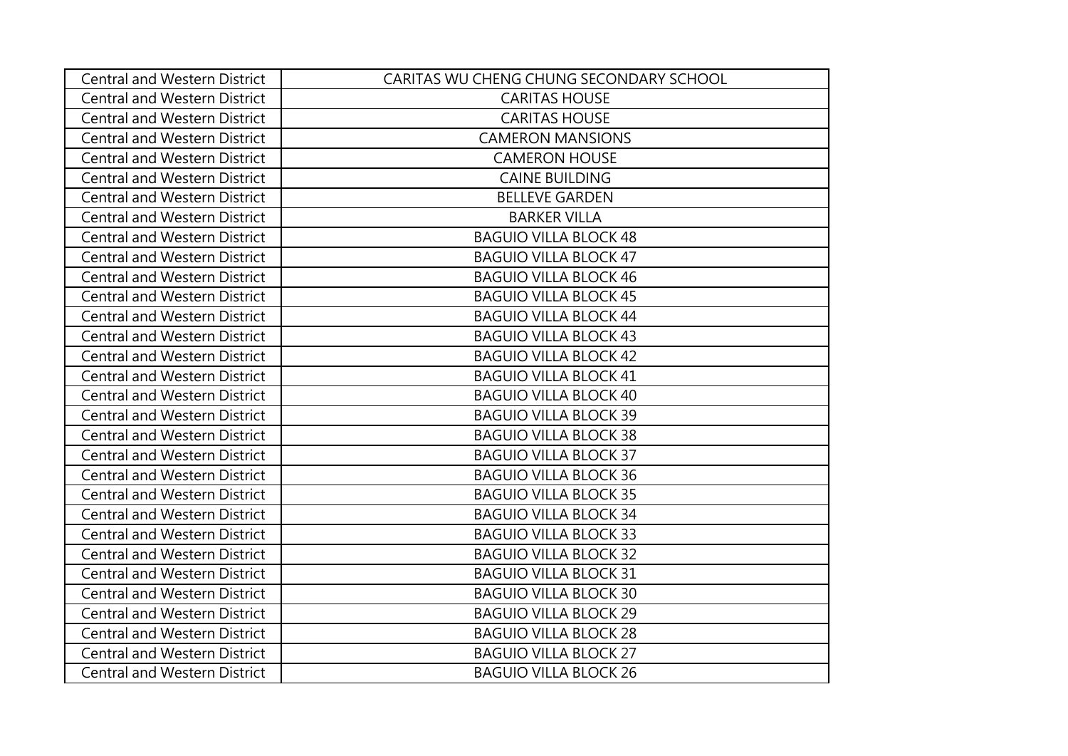| Central and Western District | CARITAS WU CHENG CHUNG SECONDARY SCHOOL |
|---|---|
| Central and Western District | CARITAS HOUSE |
| Central and Western District | CARITAS HOUSE |
| Central and Western District | CAMERON MANSIONS |
| Central and Western District | CAMERON HOUSE |
| Central and Western District | CAINE BUILDING |
| Central and Western District | BELLEVE GARDEN |
| Central and Western District | BARKER VILLA |
| Central and Western District | BAGUIO VILLA BLOCK 48 |
| Central and Western District | BAGUIO VILLA BLOCK 47 |
| Central and Western District | BAGUIO VILLA BLOCK 46 |
| Central and Western District | BAGUIO VILLA BLOCK 45 |
| Central and Western District | BAGUIO VILLA BLOCK 44 |
| Central and Western District | BAGUIO VILLA BLOCK 43 |
| Central and Western District | BAGUIO VILLA BLOCK 42 |
| Central and Western District | BAGUIO VILLA BLOCK 41 |
| Central and Western District | BAGUIO VILLA BLOCK 40 |
| Central and Western District | BAGUIO VILLA BLOCK 39 |
| Central and Western District | BAGUIO VILLA BLOCK 38 |
| Central and Western District | BAGUIO VILLA BLOCK 37 |
| Central and Western District | BAGUIO VILLA BLOCK 36 |
| Central and Western District | BAGUIO VILLA BLOCK 35 |
| Central and Western District | BAGUIO VILLA BLOCK 34 |
| Central and Western District | BAGUIO VILLA BLOCK 33 |
| Central and Western District | BAGUIO VILLA BLOCK 32 |
| Central and Western District | BAGUIO VILLA BLOCK 31 |
| Central and Western District | BAGUIO VILLA BLOCK 30 |
| Central and Western District | BAGUIO VILLA BLOCK 29 |
| Central and Western District | BAGUIO VILLA BLOCK 28 |
| Central and Western District | BAGUIO VILLA BLOCK 27 |
| Central and Western District | BAGUIO VILLA BLOCK 26 |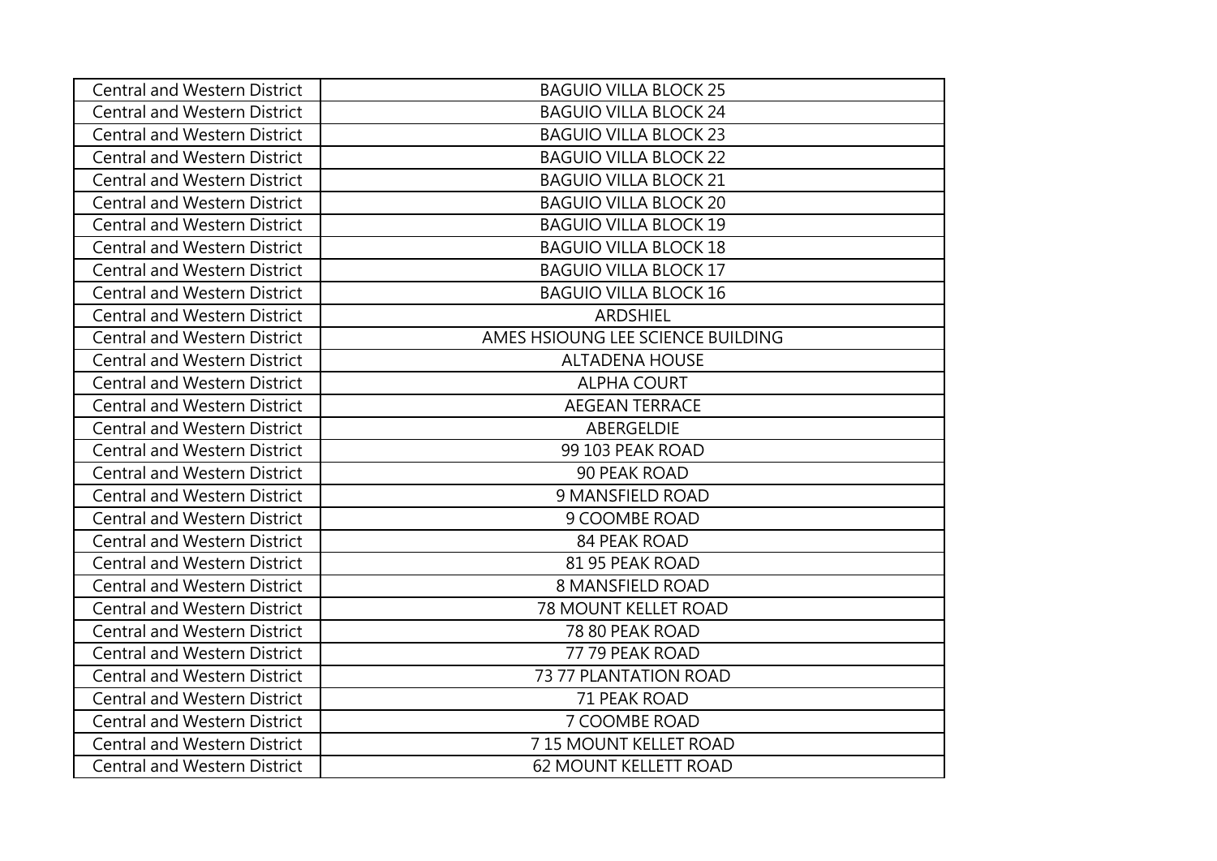| Central and Western District | BAGUIO VILLA BLOCK 25 |
|---|---|
| Central and Western District | BAGUIO VILLA BLOCK 24 |
| Central and Western District | BAGUIO VILLA BLOCK 23 |
| Central and Western District | BAGUIO VILLA BLOCK 22 |
| Central and Western District | BAGUIO VILLA BLOCK 21 |
| Central and Western District | BAGUIO VILLA BLOCK 20 |
| Central and Western District | BAGUIO VILLA BLOCK 19 |
| Central and Western District | BAGUIO VILLA BLOCK 18 |
| Central and Western District | BAGUIO VILLA BLOCK 17 |
| Central and Western District | BAGUIO VILLA BLOCK 16 |
| Central and Western District | ARDSHIEL |
| Central and Western District | AMES HSIOUNG LEE SCIENCE BUILDING |
| Central and Western District | ALTADENA HOUSE |
| Central and Western District | ALPHA COURT |
| Central and Western District | AEGEAN TERRACE |
| Central and Western District | ABERGELDIE |
| Central and Western District | 99 103 PEAK ROAD |
| Central and Western District | 90 PEAK ROAD |
| Central and Western District | 9 MANSFIELD ROAD |
| Central and Western District | 9 COOMBE ROAD |
| Central and Western District | 84 PEAK ROAD |
| Central and Western District | 81 95 PEAK ROAD |
| Central and Western District | 8 MANSFIELD ROAD |
| Central and Western District | 78 MOUNT KELLET ROAD |
| Central and Western District | 78 80 PEAK ROAD |
| Central and Western District | 77 79 PEAK ROAD |
| Central and Western District | 73 77 PLANTATION ROAD |
| Central and Western District | 71 PEAK ROAD |
| Central and Western District | 7 COOMBE ROAD |
| Central and Western District | 7 15 MOUNT KELLET ROAD |
| Central and Western District | 62 MOUNT KELLETT ROAD |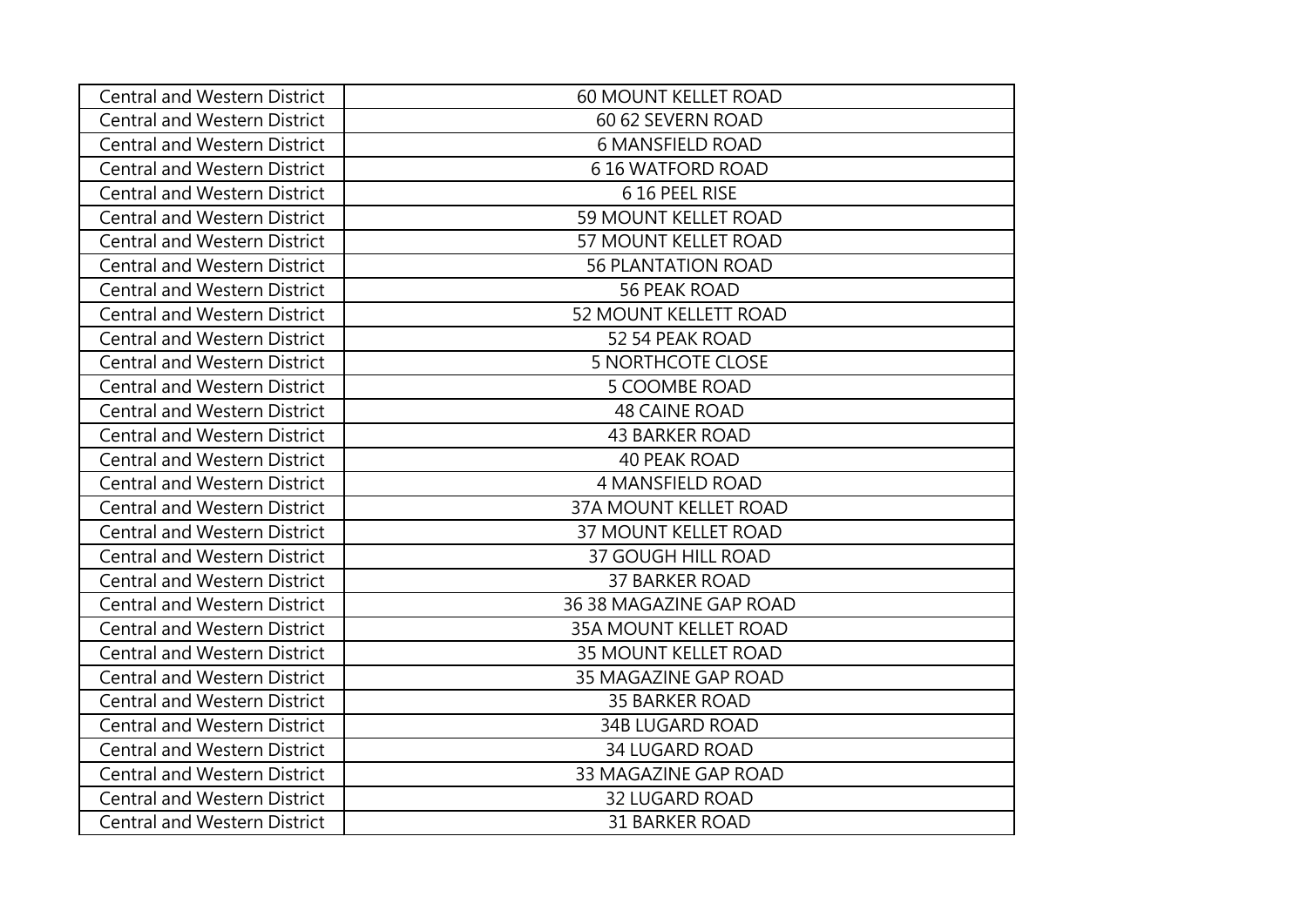| Central and Western District | 60 MOUNT KELLET ROAD |
|---|---|
| Central and Western District | 60 62 SEVERN ROAD |
| Central and Western District | 6 MANSFIELD ROAD |
| Central and Western District | 6 16 WATFORD ROAD |
| Central and Western District | 6 16 PEEL RISE |
| Central and Western District | 59 MOUNT KELLET ROAD |
| Central and Western District | 57 MOUNT KELLET ROAD |
| Central and Western District | 56 PLANTATION ROAD |
| Central and Western District | 56 PEAK ROAD |
| Central and Western District | 52 MOUNT KELLETT ROAD |
| Central and Western District | 52 54 PEAK ROAD |
| Central and Western District | 5 NORTHCOTE CLOSE |
| Central and Western District | 5 COOMBE ROAD |
| Central and Western District | 48 CAINE ROAD |
| Central and Western District | 43 BARKER ROAD |
| Central and Western District | 40 PEAK ROAD |
| Central and Western District | 4 MANSFIELD ROAD |
| Central and Western District | 37A MOUNT KELLET ROAD |
| Central and Western District | 37 MOUNT KELLET ROAD |
| Central and Western District | 37 GOUGH HILL ROAD |
| Central and Western District | 37 BARKER ROAD |
| Central and Western District | 36 38 MAGAZINE GAP ROAD |
| Central and Western District | 35A MOUNT KELLET ROAD |
| Central and Western District | 35 MOUNT KELLET ROAD |
| Central and Western District | 35 MAGAZINE GAP ROAD |
| Central and Western District | 35 BARKER ROAD |
| Central and Western District | 34B LUGARD ROAD |
| Central and Western District | 34 LUGARD ROAD |
| Central and Western District | 33 MAGAZINE GAP ROAD |
| Central and Western District | 32 LUGARD ROAD |
| Central and Western District | 31 BARKER ROAD |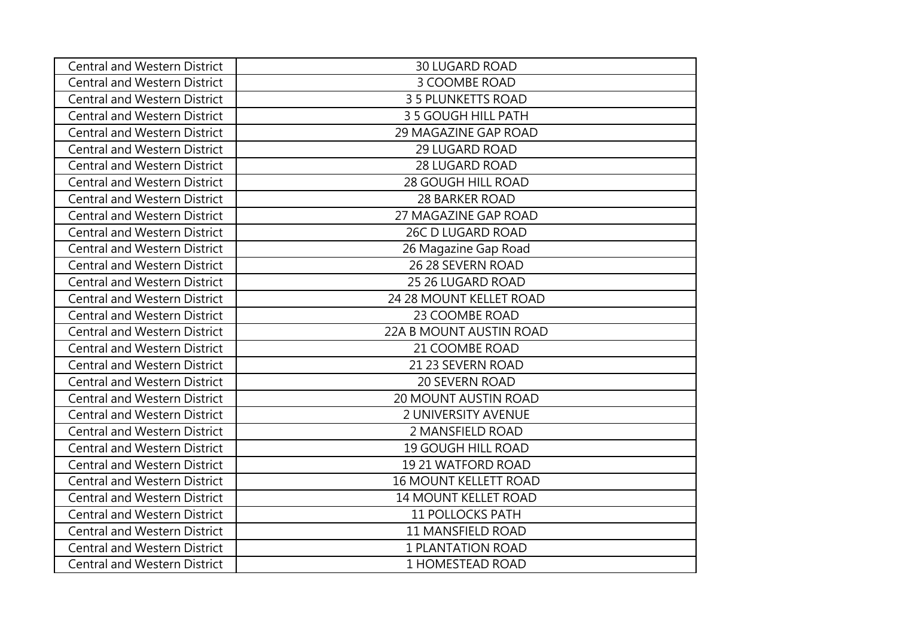| | |
|---|---|
| Central and Western District | 30 LUGARD ROAD |
| Central and Western District | 3 COOMBE ROAD |
| Central and Western District | 3 5 PLUNKETTS ROAD |
| Central and Western District | 3 5 GOUGH HILL PATH |
| Central and Western District | 29 MAGAZINE GAP ROAD |
| Central and Western District | 29 LUGARD ROAD |
| Central and Western District | 28 LUGARD ROAD |
| Central and Western District | 28 GOUGH HILL ROAD |
| Central and Western District | 28 BARKER ROAD |
| Central and Western District | 27 MAGAZINE GAP ROAD |
| Central and Western District | 26C D LUGARD ROAD |
| Central and Western District | 26 Magazine Gap Road |
| Central and Western District | 26 28 SEVERN ROAD |
| Central and Western District | 25 26 LUGARD ROAD |
| Central and Western District | 24 28 MOUNT KELLET ROAD |
| Central and Western District | 23 COOMBE ROAD |
| Central and Western District | 22A B MOUNT AUSTIN ROAD |
| Central and Western District | 21 COOMBE ROAD |
| Central and Western District | 21 23 SEVERN ROAD |
| Central and Western District | 20 SEVERN ROAD |
| Central and Western District | 20 MOUNT AUSTIN ROAD |
| Central and Western District | 2 UNIVERSITY AVENUE |
| Central and Western District | 2 MANSFIELD ROAD |
| Central and Western District | 19 GOUGH HILL ROAD |
| Central and Western District | 19 21 WATFORD ROAD |
| Central and Western District | 16 MOUNT KELLETT ROAD |
| Central and Western District | 14 MOUNT KELLET ROAD |
| Central and Western District | 11 POLLOCKS PATH |
| Central and Western District | 11 MANSFIELD ROAD |
| Central and Western District | 1 PLANTATION ROAD |
| Central and Western District | 1 HOMESTEAD ROAD |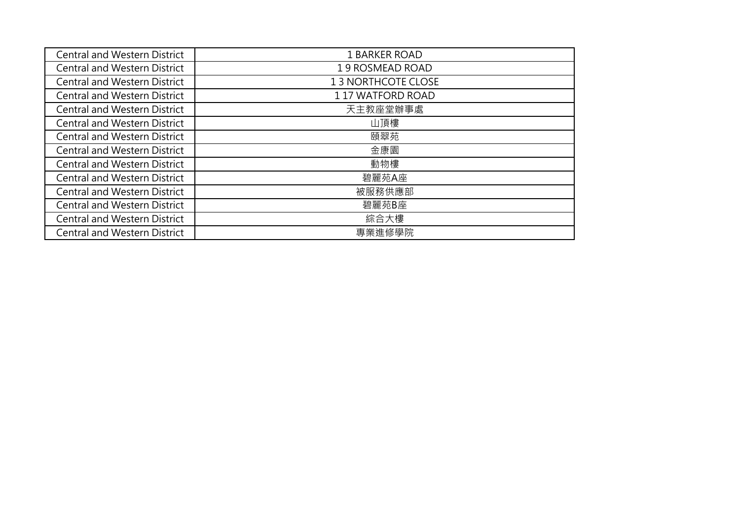| | |
|---|---|
| Central and Western District | 1 BARKER ROAD |
| Central and Western District | 1 9 ROSMEAD ROAD |
| Central and Western District | 1 3 NORTHCOTE CLOSE |
| Central and Western District | 1 17 WATFORD ROAD |
| Central and Western District | 天主教座堂辦事處 |
| Central and Western District | 山頂樓 |
| Central and Western District | 頤翠苑 |
| Central and Western District | 金康園 |
| Central and Western District | 動物樓 |
| Central and Western District | 碧麗苑A座 |
| Central and Western District | 被服務供應部 |
| Central and Western District | 碧麗苑B座 |
| Central and Western District | 綜合大樓 |
| Central and Western District | 專業進修學院 |